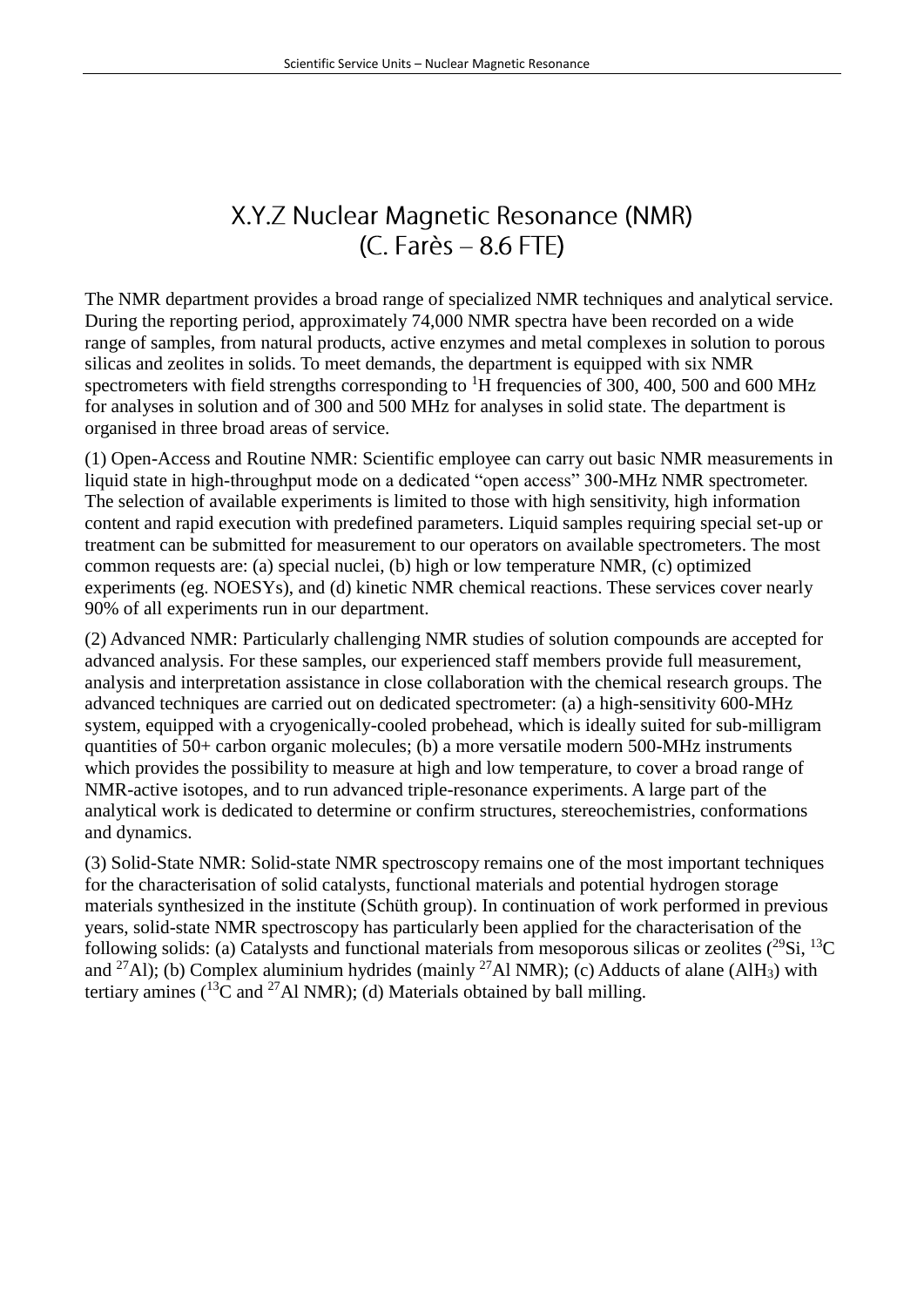# X.Y.Z Nuclear Magnetic Resonance (NMR)
# (C. Farès – 8.6 FTE)

The NMR department provides a broad range of specialized NMR techniques and analytical service. During the reporting period, approximately 74,000 NMR spectra have been recorded on a wide range of samples, from natural products, active enzymes and metal complexes in solution to porous silicas and zeolites in solids. To meet demands, the department is equipped with six NMR spectrometers with field strengths corresponding to $^{1}H$ frequencies of 300, 400, 500 and 600 MHz for analyses in solution and of 300 and 500 MHz for analyses in solid state. The department is organised in three broad areas of service.

(1) Open-Access and Routine NMR: Scientific employee can carry out basic NMR measurements in liquid state in high-throughput mode on a dedicated "open access" 300-MHz NMR spectrometer. The selection of available experiments is limited to those with high sensitivity, high information content and rapid execution with predefined parameters. Liquid samples requiring special set-up or treatment can be submitted for measurement to our operators on available spectrometers. The most common requests are: (a) special nuclei, (b) high or low temperature NMR, (c) optimized experiments (eg. NOESYs), and (d) kinetic NMR chemical reactions. These services cover nearly 90% of all experiments run in our department.

(2) Advanced NMR: Particularly challenging NMR studies of solution compounds are accepted for advanced analysis. For these samples, our experienced staff members provide full measurement, analysis and interpretation assistance in close collaboration with the chemical research groups. The advanced techniques are carried out on dedicated spectrometer: (a) a high-sensitivity 600-MHz system, equipped with a cryogenically-cooled probehead, which is ideally suited for sub-milligram quantities of 50+ carbon organic molecules; (b) a more versatile modern 500-MHz instruments which provides the possibility to measure at high and low temperature, to cover a broad range of NMR-active isotopes, and to run advanced triple-resonance experiments. A large part of the analytical work is dedicated to determine or confirm structures, stereochemistries, conformations and dynamics.

(3) Solid-State NMR: Solid-state NMR spectroscopy remains one of the most important techniques for the characterisation of solid catalysts, functional materials and potential hydrogen storage materials synthesized in the institute (Schüth group). In continuation of work performed in previous years, solid-state NMR spectroscopy has particularly been applied for the characterisation of the following solids: (a) Catalysts and functional materials from mesoporous silicas or zeolites ($^{29}Si$, $^{13}C$ and $^{27}Al$); (b) Complex aluminium hydrides (mainly $^{27}Al$ NMR); (c) Adducts of alane ($AlH_3$) with tertiary amines ($^{13}C$ and $^{27}Al$ NMR); (d) Materials obtained by ball milling.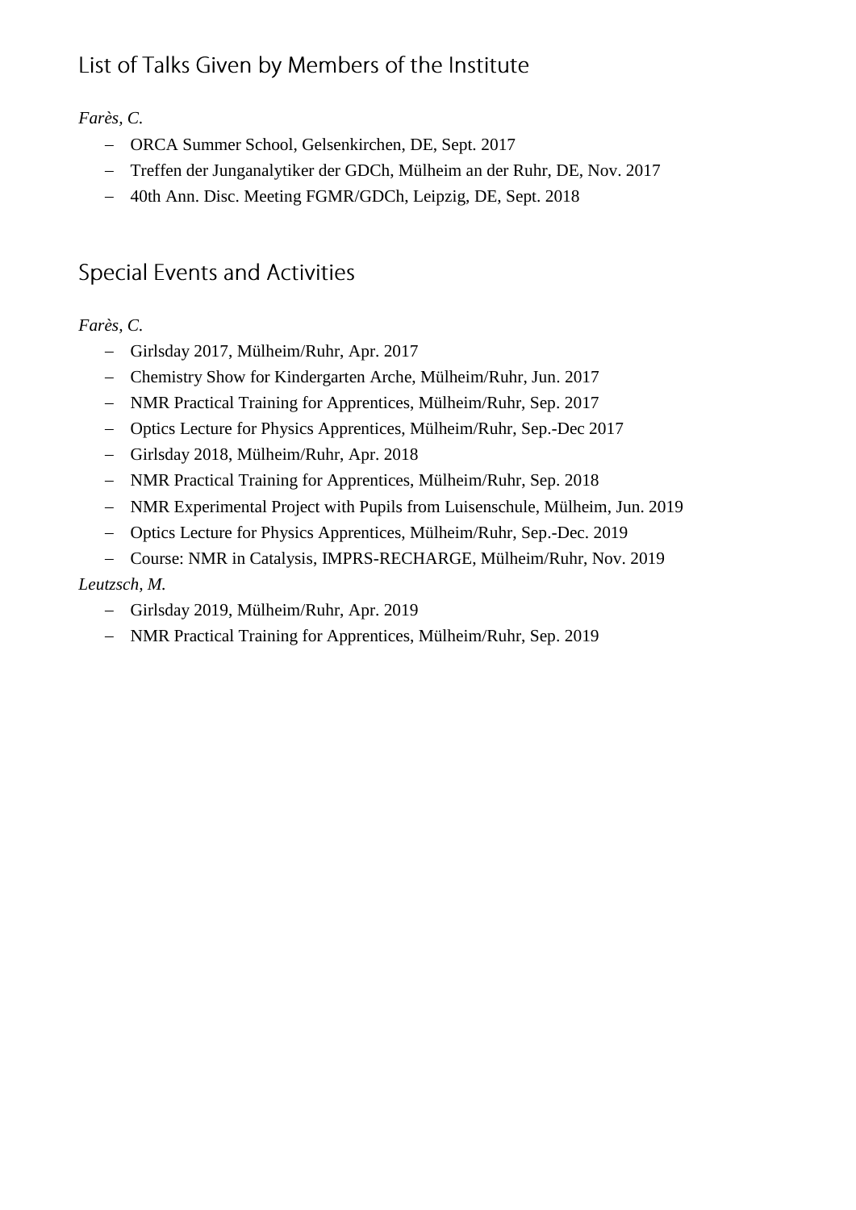## List of Talks Given by Members of the Institute

*Farès, C.*

- ORCA Summer School, Gelsenkirchen, DE, Sept. 2017
- Treffen der Junganalytiker der GDCh, Mülheim an der Ruhr, DE, Nov. 2017
- 40th Ann. Disc. Meeting FGMR/GDCh, Leipzig, DE, Sept. 2018

## Special Events and Activities

*Farès, C.*

- Girlsday 2017, Mülheim/Ruhr, Apr. 2017
- Chemistry Show for Kindergarten Arche, Mülheim/Ruhr, Jun. 2017
- NMR Practical Training for Apprentices, Mülheim/Ruhr, Sep. 2017
- Optics Lecture for Physics Apprentices, Mülheim/Ruhr, Sep.-Dec 2017
- Girlsday 2018, Mülheim/Ruhr, Apr. 2018
- NMR Practical Training for Apprentices, Mülheim/Ruhr, Sep. 2018
- NMR Experimental Project with Pupils from Luisenschule, Mülheim, Jun. 2019
- Optics Lecture for Physics Apprentices, Mülheim/Ruhr, Sep.-Dec. 2019
- Course: NMR in Catalysis, IMPRS-RECHARGE, Mülheim/Ruhr, Nov. 2019

*Leutzsch, M.*

- Girlsday 2019, Mülheim/Ruhr, Apr. 2019
- NMR Practical Training for Apprentices, Mülheim/Ruhr, Sep. 2019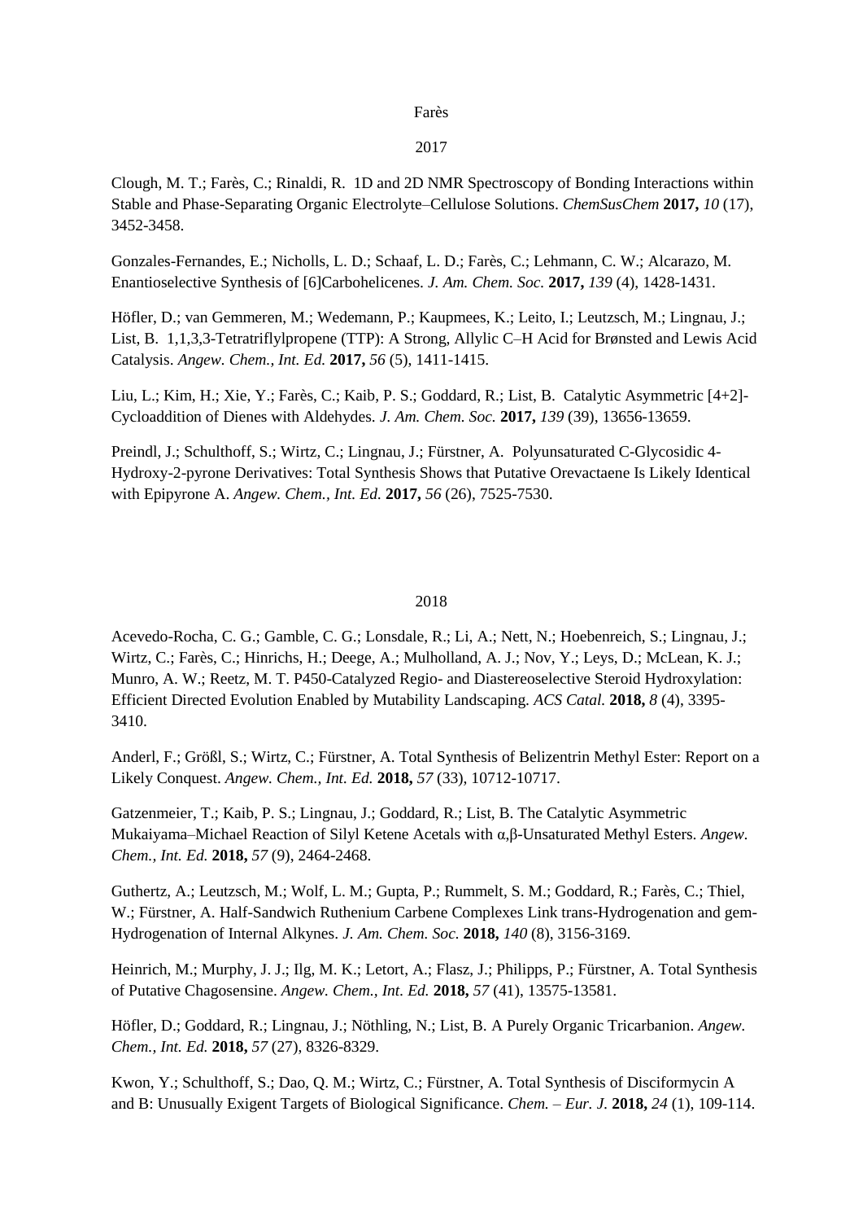Farès

2017

Clough, M. T.; Farès, C.; Rinaldi, R. 1D and 2D NMR Spectroscopy of Bonding Interactions within Stable and Phase-Separating Organic Electrolyte–Cellulose Solutions. *ChemSusChem* **2017,** *10* (17), 3452-3458.

Gonzales-Fernandes, E.; Nicholls, L. D.; Schaaf, L. D.; Farès, C.; Lehmann, C. W.; Alcarazo, M. Enantioselective Synthesis of [6]Carbohelicenes. *J. Am. Chem. Soc.* **2017,** *139* (4), 1428-1431.

Höfler, D.; van Gemmeren, M.; Wedemann, P.; Kaupmees, K.; Leito, I.; Leutzsch, M.; Lingnau, J.; List, B. 1,1,3,3-Tetratriflylpropene (TTP): A Strong, Allylic C–H Acid for Brønsted and Lewis Acid Catalysis. *Angew. Chem., Int. Ed.* **2017,** *56* (5), 1411-1415.

Liu, L.; Kim, H.; Xie, Y.; Farès, C.; Kaib, P. S.; Goddard, R.; List, B. Catalytic Asymmetric [4+2]-Cycloaddition of Dienes with Aldehydes. *J. Am. Chem. Soc.* **2017,** *139* (39), 13656-13659.

Preindl, J.; Schulthoff, S.; Wirtz, C.; Lingnau, J.; Fürstner, A. Polyunsaturated C-Glycosidic 4-Hydroxy-2-pyrone Derivatives: Total Synthesis Shows that Putative Orevactaene Is Likely Identical with Epipyrone A. *Angew. Chem., Int. Ed.* **2017,** *56* (26), 7525-7530.

2018

Acevedo-Rocha, C. G.; Gamble, C. G.; Lonsdale, R.; Li, A.; Nett, N.; Hoebenreich, S.; Lingnau, J.; Wirtz, C.; Farès, C.; Hinrichs, H.; Deege, A.; Mulholland, A. J.; Nov, Y.; Leys, D.; McLean, K. J.; Munro, A. W.; Reetz, M. T. P450-Catalyzed Regio- and Diastereoselective Steroid Hydroxylation: Efficient Directed Evolution Enabled by Mutability Landscaping. *ACS Catal.* **2018,** *8* (4), 3395-3410.

Anderl, F.; Größl, S.; Wirtz, C.; Fürstner, A. Total Synthesis of Belizentrin Methyl Ester: Report on a Likely Conquest. *Angew. Chem., Int. Ed.* **2018,** *57* (33), 10712-10717.

Gatzenmeier, T.; Kaib, P. S.; Lingnau, J.; Goddard, R.; List, B. The Catalytic Asymmetric Mukaiyama–Michael Reaction of Silyl Ketene Acetals with α,β-Unsaturated Methyl Esters. *Angew. Chem., Int. Ed.* **2018,** *57* (9), 2464-2468.

Guthertz, A.; Leutzsch, M.; Wolf, L. M.; Gupta, P.; Rummelt, S. M.; Goddard, R.; Farès, C.; Thiel, W.; Fürstner, A. Half-Sandwich Ruthenium Carbene Complexes Link trans-Hydrogenation and gem-Hydrogenation of Internal Alkynes. *J. Am. Chem. Soc.* **2018,** *140* (8), 3156-3169.

Heinrich, M.; Murphy, J. J.; Ilg, M. K.; Letort, A.; Flasz, J.; Philipps, P.; Fürstner, A. Total Synthesis of Putative Chagosensine. *Angew. Chem., Int. Ed.* **2018,** *57* (41), 13575-13581.

Höfler, D.; Goddard, R.; Lingnau, J.; Nöthling, N.; List, B. A Purely Organic Tricarbanion. *Angew. Chem., Int. Ed.* **2018,** *57* (27), 8326-8329.

Kwon, Y.; Schulthoff, S.; Dao, Q. M.; Wirtz, C.; Fürstner, A. Total Synthesis of Disciformycin A and B: Unusually Exigent Targets of Biological Significance. *Chem. – Eur. J.* **2018,** *24* (1), 109-114.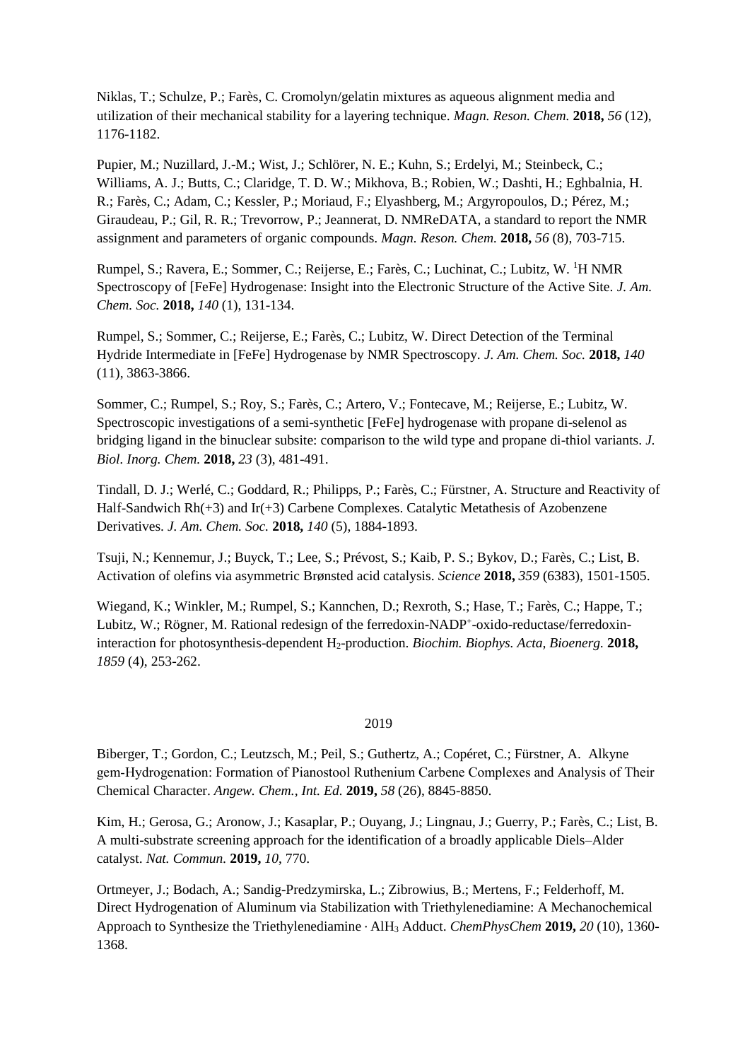Niklas, T.; Schulze, P.; Farès, C. Cromolyn/gelatin mixtures as aqueous alignment media and utilization of their mechanical stability for a layering technique. *Magn. Reson. Chem.* **2018,** *56* (12), 1176-1182.

Pupier, M.; Nuzillard, J.-M.; Wist, J.; Schlörer, N. E.; Kuhn, S.; Erdelyi, M.; Steinbeck, C.; Williams, A. J.; Butts, C.; Claridge, T. D. W.; Mikhova, B.; Robien, W.; Dashti, H.; Eghbalnia, H. R.; Farès, C.; Adam, C.; Kessler, P.; Moriaud, F.; Elyashberg, M.; Argyropoulos, D.; Pérez, M.; Giraudeau, P.; Gil, R. R.; Trevorrow, P.; Jeannerat, D. NMReDATA, a standard to report the NMR assignment and parameters of organic compounds. *Magn. Reson. Chem.* **2018,** *56* (8), 703-715.

Rumpel, S.; Ravera, E.; Sommer, C.; Reijerse, E.; Farès, C.; Luchinat, C.; Lubitz, W. $^{1}$H NMR Spectroscopy of [FeFe] Hydrogenase: Insight into the Electronic Structure of the Active Site. *J. Am. Chem. Soc.* **2018,** *140* (1), 131-134.

Rumpel, S.; Sommer, C.; Reijerse, E.; Farès, C.; Lubitz, W. Direct Detection of the Terminal Hydride Intermediate in [FeFe] Hydrogenase by NMR Spectroscopy. *J. Am. Chem. Soc.* **2018,** *140* (11), 3863-3866.

Sommer, C.; Rumpel, S.; Roy, S.; Farès, C.; Artero, V.; Fontecave, M.; Reijerse, E.; Lubitz, W. Spectroscopic investigations of a semi-synthetic [FeFe] hydrogenase with propane di-selenol as bridging ligand in the binuclear subsite: comparison to the wild type and propane di-thiol variants. *J. Biol. Inorg. Chem.* **2018,** *23* (3), 481-491.

Tindall, D. J.; Werlé, C.; Goddard, R.; Philipps, P.; Farès, C.; Fürstner, A. Structure and Reactivity of Half-Sandwich Rh(+3) and Ir(+3) Carbene Complexes. Catalytic Metathesis of Azobenzene Derivatives. *J. Am. Chem. Soc.* **2018,** *140* (5), 1884-1893.

Tsuji, N.; Kennemur, J.; Buyck, T.; Lee, S.; Prévost, S.; Kaib, P. S.; Bykov, D.; Farès, C.; List, B. Activation of olefins via asymmetric Brønsted acid catalysis. *Science* **2018,** *359* (6383), 1501-1505.

Wiegand, K.; Winkler, M.; Rumpel, S.; Kannchen, D.; Rexroth, S.; Hase, T.; Farès, C.; Happe, T.; Lubitz, W.; Rögner, M. Rational redesign of the ferredoxin-NADP$^{+}$-oxido-reductase/ferredoxin-interaction for photosynthesis-dependent $H_2$-production. *Biochim. Biophys. Acta, Bioenerg.* **2018,** *1859* (4), 253-262.

## 2019

Biberger, T.; Gordon, C.; Leutzsch, M.; Peil, S.; Guthertz, A.; Copéret, C.; Fürstner, A. Alkyne gem-Hydrogenation: Formation of Pianostool Ruthenium Carbene Complexes and Analysis of Their Chemical Character. *Angew. Chem., Int. Ed.* **2019,** *58* (26), 8845-8850.

Kim, H.; Gerosa, G.; Aronow, J.; Kasaplar, P.; Ouyang, J.; Lingnau, J.; Guerry, P.; Farès, C.; List, B. A multi-substrate screening approach for the identification of a broadly applicable Diels–Alder catalyst. *Nat. Commun.* **2019,** *10*, 770.

Ortmeyer, J.; Bodach, A.; Sandig-Predzymirska, L.; Zibrowius, B.; Mertens, F.; Felderhoff, M. Direct Hydrogenation of Aluminum via Stabilization with Triethylenediamine: A Mechanochemical Approach to Synthesize the Triethylenediamine · $AlH_3$ Adduct. *ChemPhysChem* **2019,** *20* (10), 1360-1368.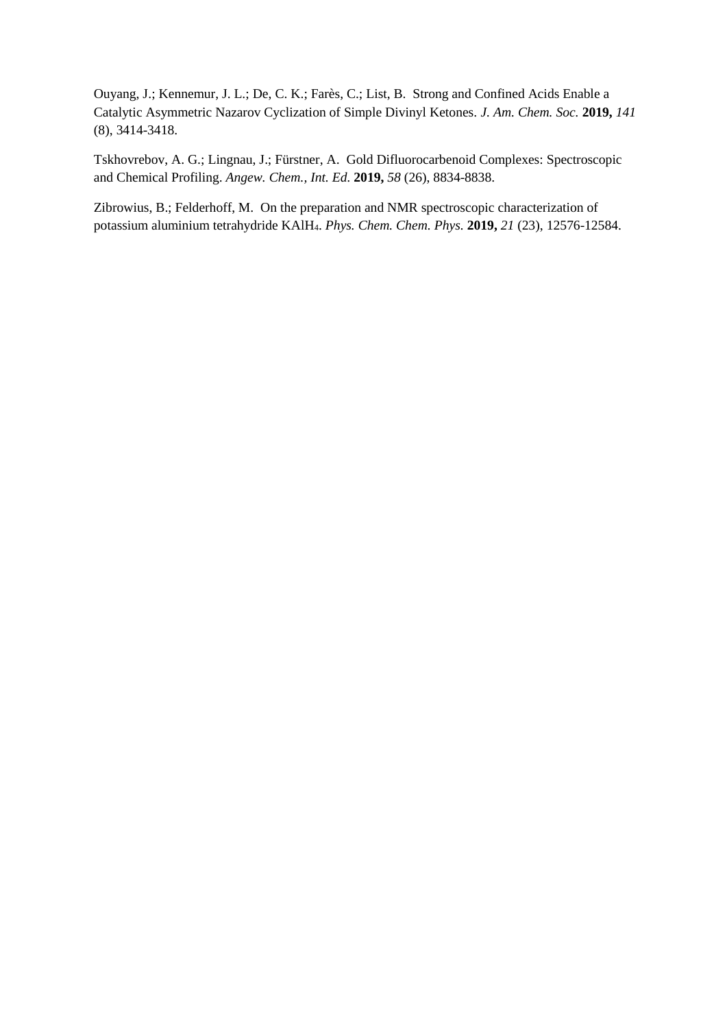Ouyang, J.; Kennemur, J. L.; De, C. K.; Farès, C.; List, B. Strong and Confined Acids Enable a Catalytic Asymmetric Nazarov Cyclization of Simple Divinyl Ketones. *J. Am. Chem. Soc.* **2019,** *141* (8), 3414-3418.

Tskhovrebov, A. G.; Lingnau, J.; Fürstner, A. Gold Difluorocarbenoid Complexes: Spectroscopic and Chemical Profiling. *Angew. Chem., Int. Ed.* **2019,** *58* (26), 8834-8838.

Zibrowius, B.; Felderhoff, M. On the preparation and NMR spectroscopic characterization of potassium aluminium tetrahydride $KAlH_4$. *Phys. Chem. Chem. Phys.* **2019,** *21* (23), 12576-12584.